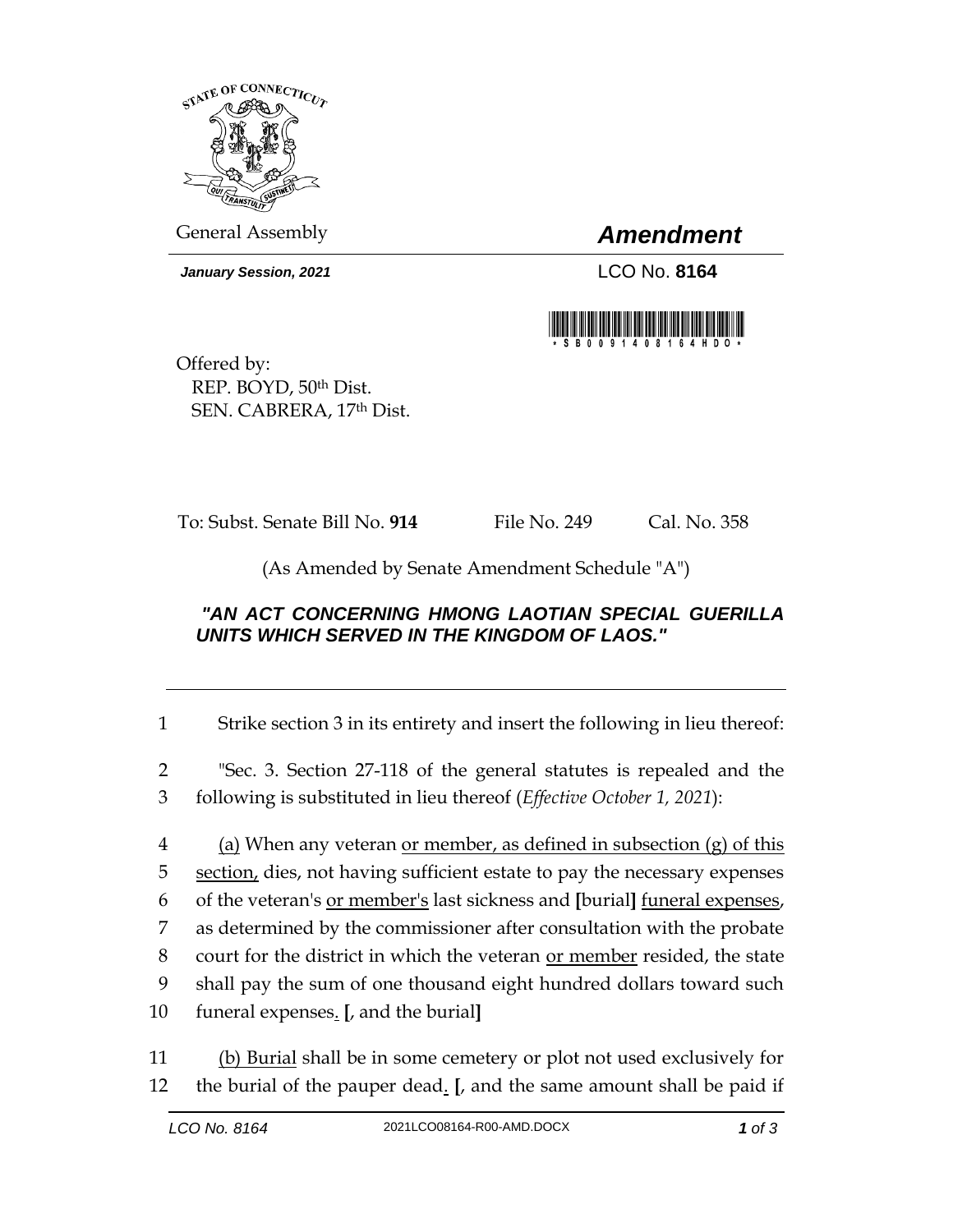STATE OF CONNECTICUT

General Assembly

# *Amendment*

***January Session, 2021***

LCO No. **8164**

\* S B 0 0 9 1 4 0 8 1 6 4 H D O \*

Offered by:
REP. BOYD, 50th Dist.
SEN. CABRERA, 17th Dist.

To: Subst. Senate Bill No. **914** File No. 249 Cal. No. 358

(As Amended by Senate Amendment Schedule "A")

***"AN ACT CONCERNING HMONG LAOTIAN SPECIAL GUERILLA UNITS WHICH SERVED IN THE KINGDOM OF LAOS."***

---

1 Strike section 3 in its entirety and insert the following in lieu thereof:

2 "Sec. 3. Section 27-118 of the general statutes is repealed and the
3 following is substituted in lieu thereof (*Effective October 1, 2021*):

4 (a) When any veteran or member, as defined in subsection (g) of this
5 section, dies, not having sufficient estate to pay the necessary expenses
6 of the veteran's or member's last sickness and **[**burial**]** funeral expenses,
7 as determined by the commissioner after consultation with the probate
8 court for the district in which the veteran or member resided, the state
9 shall pay the sum of one thousand eight hundred dollars toward such
10 funeral expenses. **[**, and the burial**]**

11 (b) Burial shall be in some cemetery or plot not used exclusively for
12 the burial of the pauper dead. **[**, and the same amount shall be paid if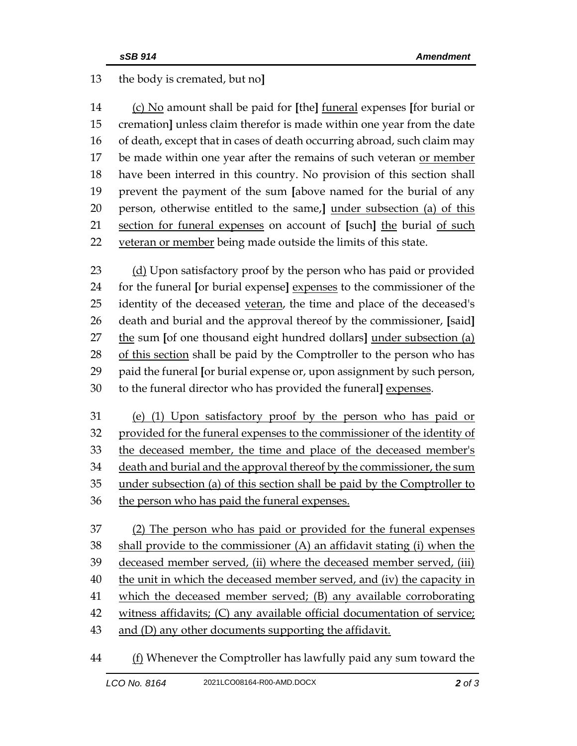13 the body is cremated, but no]

14 (c) No amount shall be paid for [the] funeral expenses [for burial or
15 cremation] unless claim therefor is made within one year from the date
16 of death, except that in cases of death occurring abroad, such claim may
17 be made within one year after the remains of such veteran or member
18 have been interred in this country. No provision of this section shall
19 prevent the payment of the sum [above named for the burial of any
20 person, otherwise entitled to the same,] under subsection (a) of this
21 section for funeral expenses on account of [such] the burial of such
22 veteran or member being made outside the limits of this state.

23 (d) Upon satisfactory proof by the person who has paid or provided
24 for the funeral [or burial expense] expenses to the commissioner of the
25 identity of the deceased veteran, the time and place of the deceased's
26 death and burial and the approval thereof by the commissioner, [said]
27 the sum [of one thousand eight hundred dollars] under subsection (a)
28 of this section shall be paid by the Comptroller to the person who has
29 paid the funeral [or burial expense or, upon assignment by such person,
30 to the funeral director who has provided the funeral] expenses.

31 (e) (1) Upon satisfactory proof by the person who has paid or
32 provided for the funeral expenses to the commissioner of the identity of
33 the deceased member, the time and place of the deceased member's
34 death and burial and the approval thereof by the commissioner, the sum
35 under subsection (a) of this section shall be paid by the Comptroller to
36 the person who has paid the funeral expenses.

37 (2) The person who has paid or provided for the funeral expenses
38 shall provide to the commissioner (A) an affidavit stating (i) when the
39 deceased member served, (ii) where the deceased member served, (iii)
40 the unit in which the deceased member served, and (iv) the capacity in
41 which the deceased member served; (B) any available corroborating
42 witness affidavits; (C) any available official documentation of service;
43 and (D) any other documents supporting the affidavit.

44 (f) Whenever the Comptroller has lawfully paid any sum toward the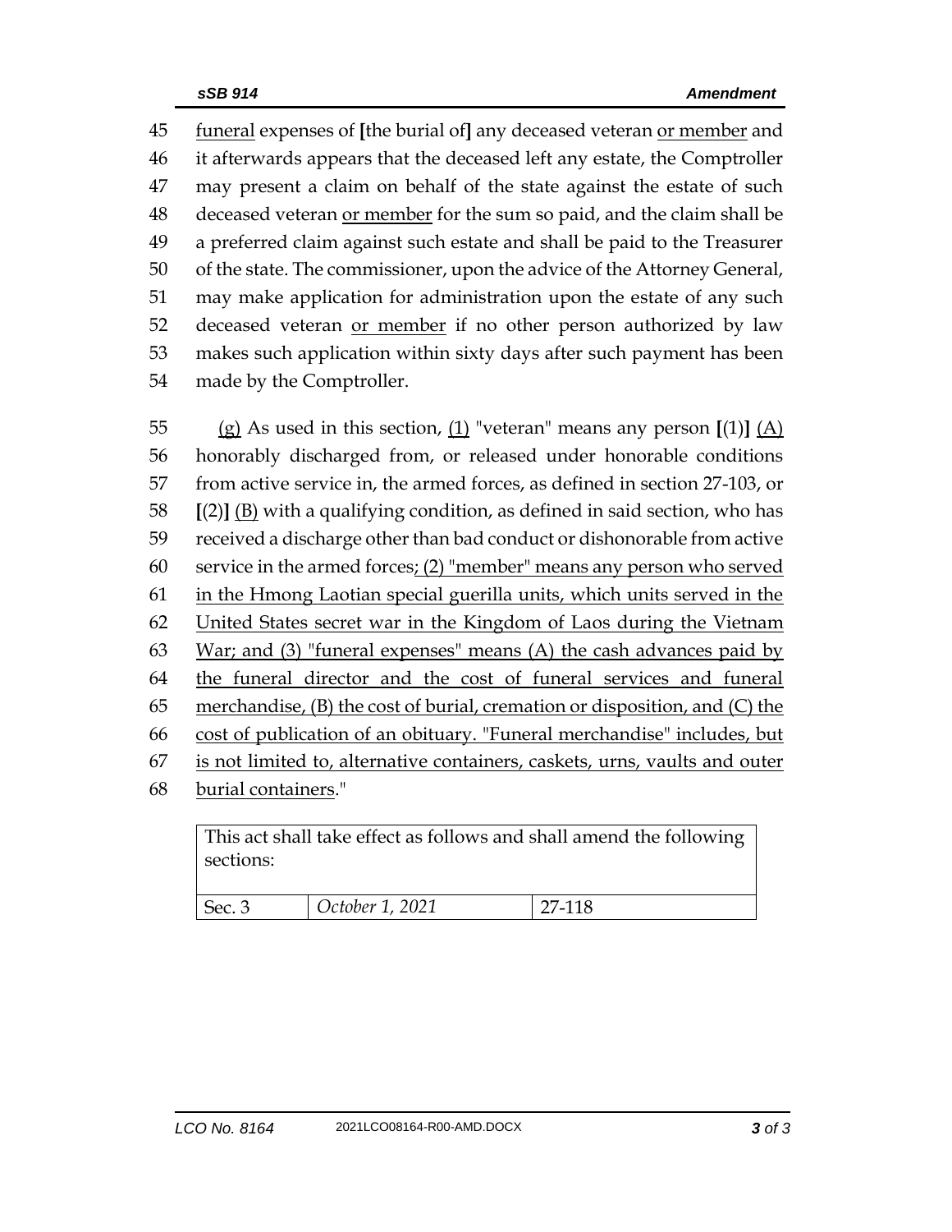45 funeral expenses of [the burial of] any deceased veteran or member and
46 it afterwards appears that the deceased left any estate, the Comptroller
47 may present a claim on behalf of the state against the estate of such
48 deceased veteran or member for the sum so paid, and the claim shall be
49 a preferred claim against such estate and shall be paid to the Treasurer
50 of the state. The commissioner, upon the advice of the Attorney General,
51 may make application for administration upon the estate of any such
52 deceased veteran or member if no other person authorized by law
53 makes such application within sixty days after such payment has been
54 made by the Comptroller.

55 (g) As used in this section, (1) "veteran" means any person [(1)] (A)
56 honorably discharged from, or released under honorable conditions
57 from active service in, the armed forces, as defined in section 27-103, or
58 [(2)] (B) with a qualifying condition, as defined in said section, who has
59 received a discharge other than bad conduct or dishonorable from active
60 service in the armed forces; (2) "member" means any person who served
61 in the Hmong Laotian special guerilla units, which units served in the
62 United States secret war in the Kingdom of Laos during the Vietnam
63 War; and (3) "funeral expenses" means (A) the cash advances paid by
64 the funeral director and the cost of funeral services and funeral
65 merchandise, (B) the cost of burial, cremation or disposition, and (C) the
66 cost of publication of an obituary. "Funeral merchandise" includes, but
67 is not limited to, alternative containers, caskets, urns, vaults and outer
68 burial containers."

| This act shall take effect as follows and shall amend the following sections: | | |
|---|---|---|
| Sec. 3 | *October 1, 2021* | 27-118 |